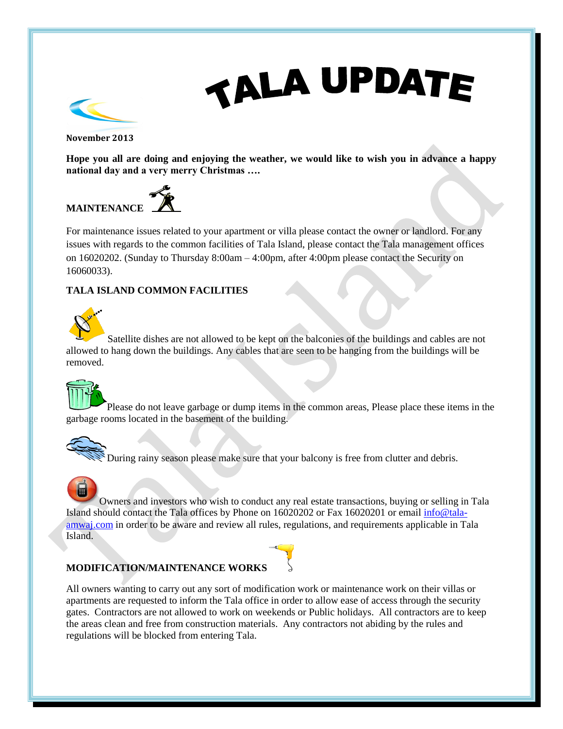# TALA UPDATE

**November 2013**

**Hope you all are doing and enjoying the weather, we would like to wish you in advance a happy national day and a very merry Christmas ….**

## MAINTENANCE

For maintenance issues related to your apartment or villa please contact the owner or landlord. For any issues with regards to the common facilities of Tala Island, please contact the Tala management offices on 16020202. (Sunday to Thursday 8:00am – 4:00pm, after 4:00pm please contact the Security on 16060033).

## TALA ISLAND COMMON FACILITIES

Satellite dishes are not allowed to be kept on the balconies of the buildings and cables are not allowed to hang down the buildings. Any cables that are seen to be hanging from the buildings will be removed.

Please do not leave garbage or dump items in the common areas, Please place these items in the garbage rooms located in the basement of the building.

During rainy season please make sure that your balcony is free from clutter and debris.

Owners and investors who wish to conduct any real estate transactions, buying or selling in Tala Island should contact the Tala offices by Phone on 16020202 or Fax 16020201 or email info@tala-amwaj.com in order to be aware and review all rules, regulations, and requirements applicable in Tala Island.

## MODIFICATION/MAINTENANCE WORKS

All owners wanting to carry out any sort of modification work or maintenance work on their villas or apartments are requested to inform the Tala office in order to allow ease of access through the security gates. Contractors are not allowed to work on weekends or Public holidays. All contractors are to keep the areas clean and free from construction materials. Any contractors not abiding by the rules and regulations will be blocked from entering Tala.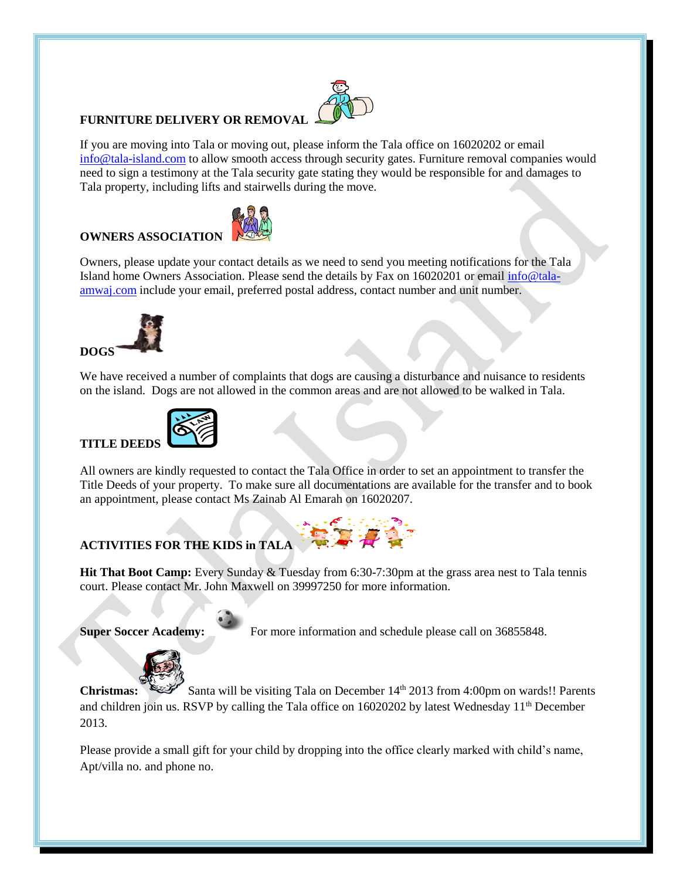## FURNITURE DELIVERY OR REMOVAL

If you are moving into Tala or moving out, please inform the Tala office on 16020202 or email info@tala-island.com to allow smooth access through security gates. Furniture removal companies would need to sign a testimony at the Tala security gate stating they would be responsible for and damages to Tala property, including lifts and stairwells during the move.

## OWNERS ASSOCIATION

Owners, please update your contact details as we need to send you meeting notifications for the Tala Island home Owners Association. Please send the details by Fax on 16020201 or email info@tala-amwaj.com include your email, preferred postal address, contact number and unit number.

## DOGS

We have received a number of complaints that dogs are causing a disturbance and nuisance to residents on the island. Dogs are not allowed in the common areas and are not allowed to be walked in Tala.

## TITLE DEEDS

All owners are kindly requested to contact the Tala Office in order to set an appointment to transfer the Title Deeds of your property. To make sure all documentations are available for the transfer and to book an appointment, please contact Ms Zainab Al Emarah on 16020207.

## ACTIVITIES FOR THE KIDS in TALA

**Hit That Boot Camp:** Every Sunday & Tuesday from 6:30-7:30pm at the grass area nest to Tala tennis court. Please contact Mr. John Maxwell on 39997250 for more information.

**Super Soccer Academy:** For more information and schedule please call on 36855848.

**Christmas:** Santa will be visiting Tala on December 14th 2013 from 4:00pm on wards!! Parents and children join us. RSVP by calling the Tala office on 16020202 by latest Wednesday 11th December 2013.

Please provide a small gift for your child by dropping into the office clearly marked with child's name, Apt/villa no. and phone no.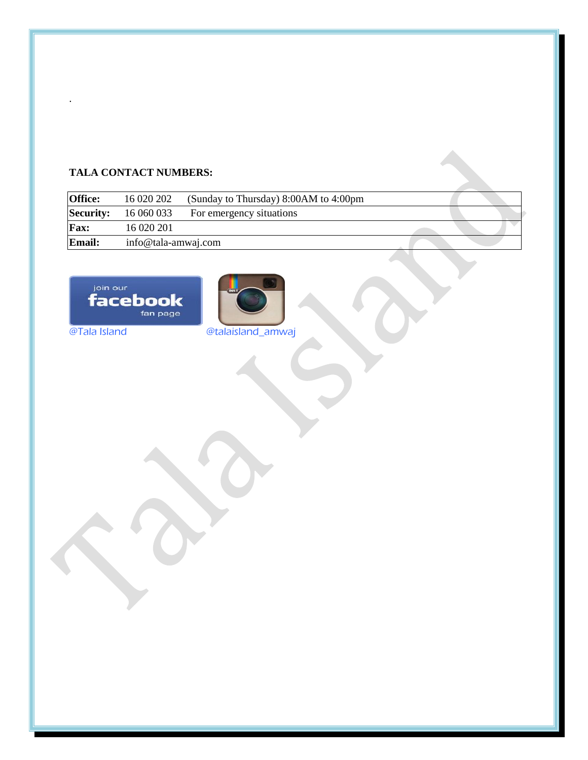.

**TALA CONTACT NUMBERS:**

| | | |
|---|---|---|
| **Office:** | 16 020 202 | (Sunday to Thursday) 8:00AM to 4:00pm |
| **Security:** | 16 060 033 | For emergency situations |
| **Fax:** | 16 020 201 | |
| **Email:** | info@tala-amwaj.com | |

join our facebook fan page

@Tala Island

@talaisland_amwaj